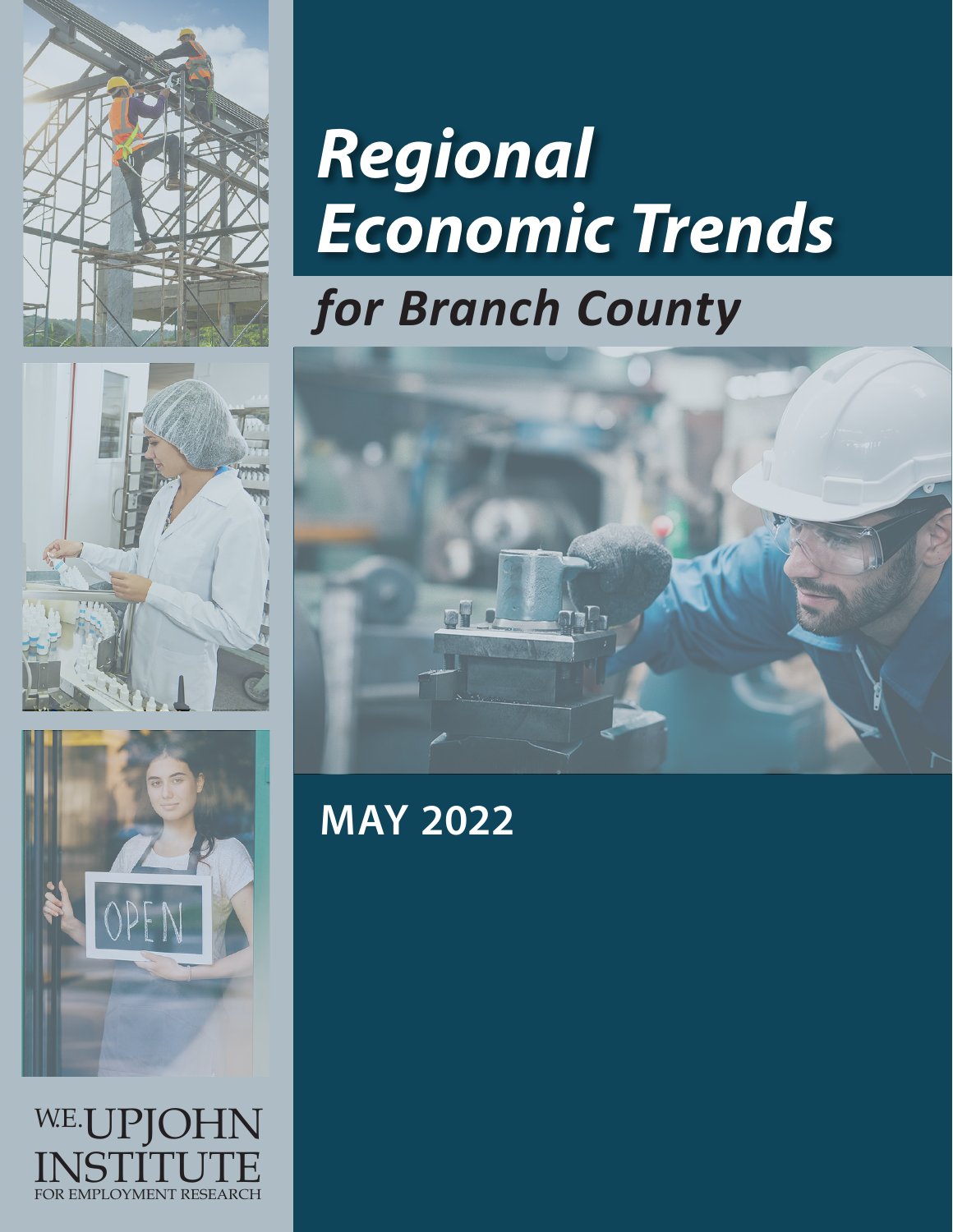# Regional Economic Trends

## for Branch County

**MAY 2022**

W.E. UPJOHN INSTITUTE FOR EMPLOYMENT RESEARCH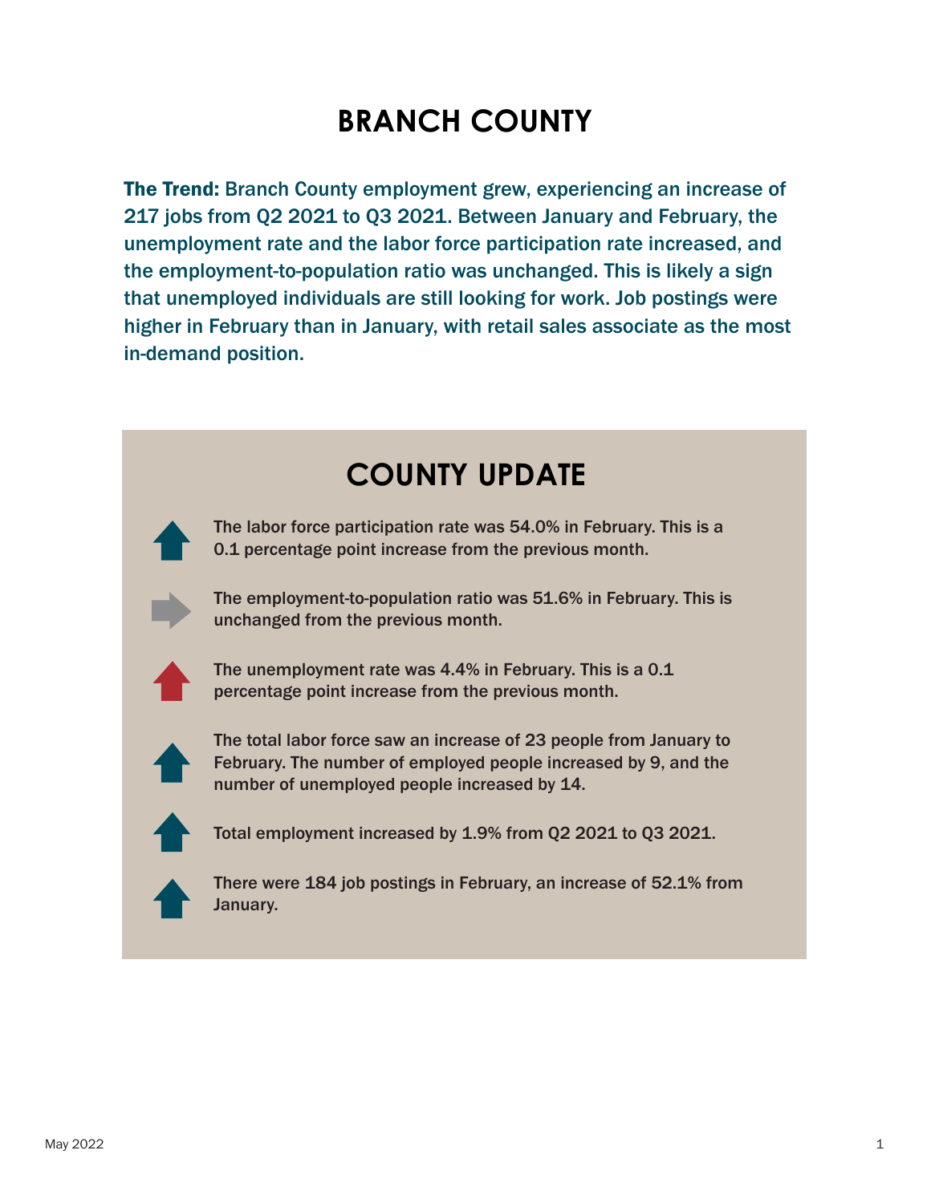# BRANCH COUNTY

**The Trend:** Branch County employment grew, experiencing an increase of 217 jobs from Q2 2021 to Q3 2021. Between January and February, the unemployment rate and the labor force participation rate increased, and the employment-to-population ratio was unchanged. This is likely a sign that unemployed individuals are still looking for work. Job postings were higher in February than in January, with retail sales associate as the most in-demand position.

## COUNTY UPDATE

- The labor force participation rate was 54.0% in February. This is a 0.1 percentage point increase from the previous month.
- The employment-to-population ratio was 51.6% in February. This is unchanged from the previous month.
- The unemployment rate was 4.4% in February. This is a 0.1 percentage point increase from the previous month.
- The total labor force saw an increase of 23 people from January to February. The number of employed people increased by 9, and the number of unemployed people increased by 14.
- Total employment increased by 1.9% from Q2 2021 to Q3 2021.
- There were 184 job postings in February, an increase of 52.1% from January.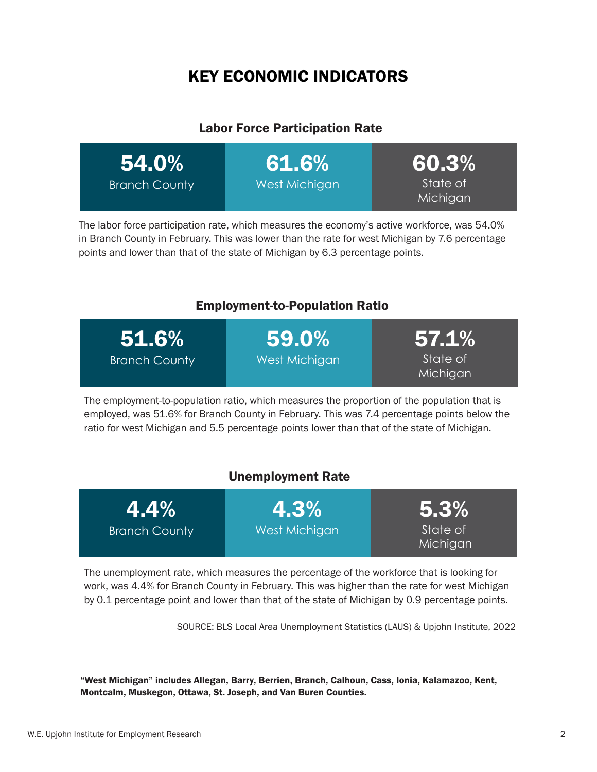# KEY ECONOMIC INDICATORS

## Labor Force Participation Rate

| 54.0% | 61.6% | 60.3% |
|---|---|---|
| Branch County | West Michigan | State of Michigan |

The labor force participation rate, which measures the economy's active workforce, was 54.0% in Branch County in February. This was lower than the rate for west Michigan by 7.6 percentage points and lower than that of the state of Michigan by 6.3 percentage points.

## Employment-to-Population Ratio

| 51.6% | 59.0% | 57.1% |
|---|---|---|
| Branch County | West Michigan | State of Michigan |

The employment-to-population ratio, which measures the proportion of the population that is employed, was 51.6% for Branch County in February. This was 7.4 percentage points below the ratio for west Michigan and 5.5 percentage points lower than that of the state of Michigan.

## Unemployment Rate

| 4.4% | 4.3% | 5.3% |
|---|---|---|
| Branch County | West Michigan | State of Michigan |

The unemployment rate, which measures the percentage of the workforce that is looking for work, was 4.4% for Branch County in February. This was higher than the rate for west Michigan by 0.1 percentage point and lower than that of the state of Michigan by 0.9 percentage points.

SOURCE: BLS Local Area Unemployment Statistics (LAUS) & Upjohn Institute, 2022

**"West Michigan" includes Allegan, Barry, Berrien, Branch, Calhoun, Cass, Ionia, Kalamazoo, Kent, Montcalm, Muskegon, Ottawa, St. Joseph, and Van Buren Counties.**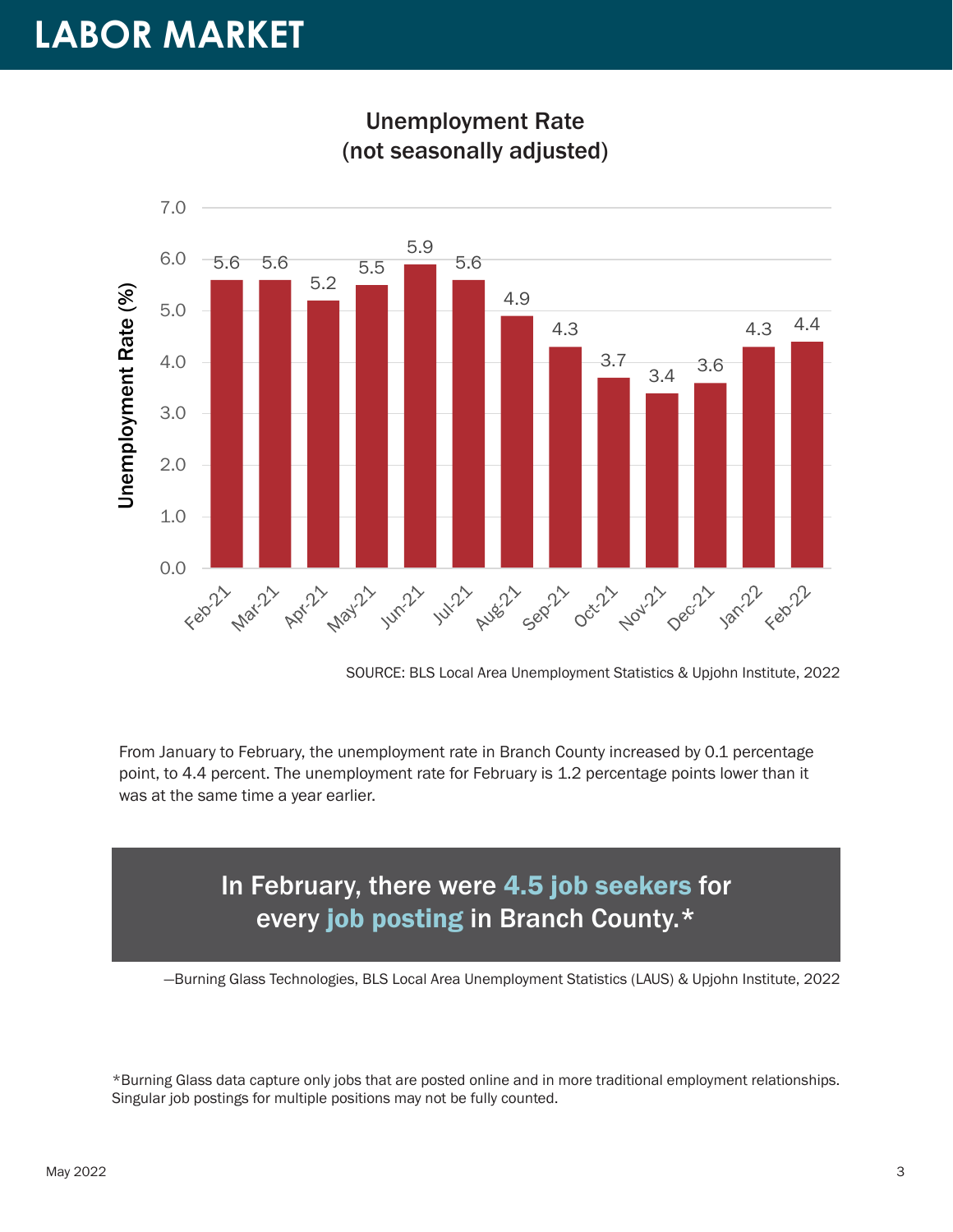# LABOR MARKET

**Unemployment Rate (not seasonally adjusted)**

| Month | Unemployment Rate (%) |
| --- | --- |
| Feb-21 | 5.6 |
| Mar-21 | 5.6 |
| Apr-21 | 5.2 |
| May-21 | 5.5 |
| Jun-21 | 5.9 |
| Jul-21 | 5.6 |
| Aug-21 | 4.9 |
| Sep-21 | 4.3 |
| Oct-21 | 3.7 |
| Nov-21 | 3.4 |
| Dec-21 | 3.6 |
| Jan-22 | 4.3 |
| Feb-22 | 4.4 |

SOURCE: BLS Local Area Unemployment Statistics & Upjohn Institute, 2022

From January to February, the unemployment rate in Branch County increased by 0.1 percentage point, to 4.4 percent. The unemployment rate for February is 1.2 percentage points lower than it was at the same time a year earlier.

**In February, there were 4.5 job seekers for every job posting in Branch County.***

—Burning Glass Technologies, BLS Local Area Unemployment Statistics (LAUS) & Upjohn Institute, 2022

*Burning Glass data capture only jobs that are posted online and in more traditional employment relationships. Singular job postings for multiple positions may not be fully counted.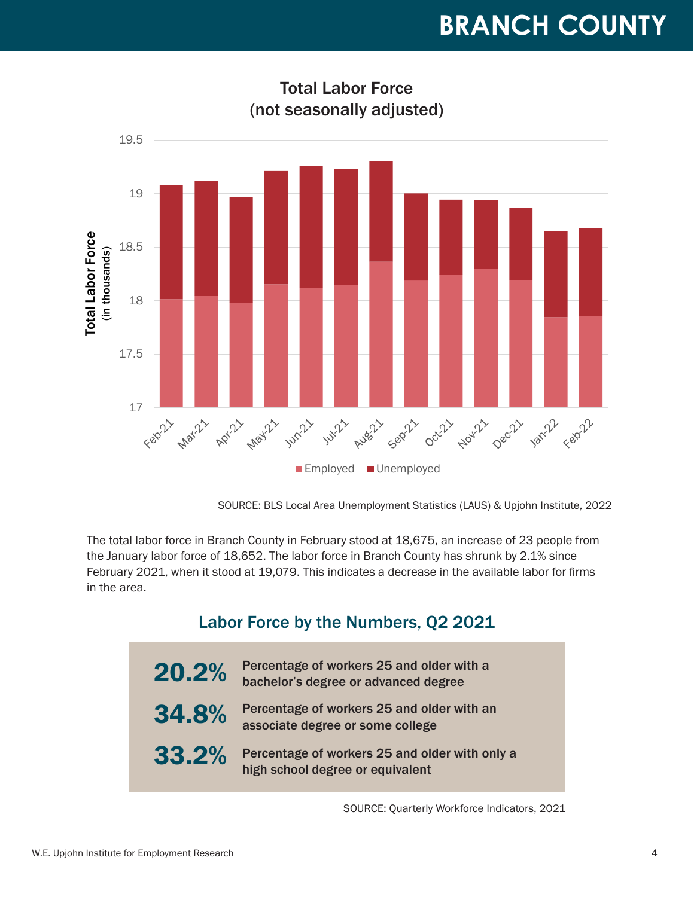# BRANCH COUNTY

## Total Labor Force
(not seasonally adjusted)

SOURCE: BLS Local Area Unemployment Statistics (LAUS) & Upjohn Institute, 2022

The total labor force in Branch County in February stood at 18,675, an increase of 23 people from the January labor force of 18,652. The labor force in Branch County has shrunk by 2.1% since February 2021, when it stood at 19,079. This indicates a decrease in the available labor for firms in the area.

## Labor Force by the Numbers, Q2 2021

| | |
|---|---|
| **20.2%** | **Percentage of workers 25 and older with a bachelor's degree or advanced degree** |
| **34.8%** | **Percentage of workers 25 and older with an associate degree or some college** |
| **33.2%** | **Percentage of workers 25 and older with only a high school degree or equivalent** |

SOURCE: Quarterly Workforce Indicators, 2021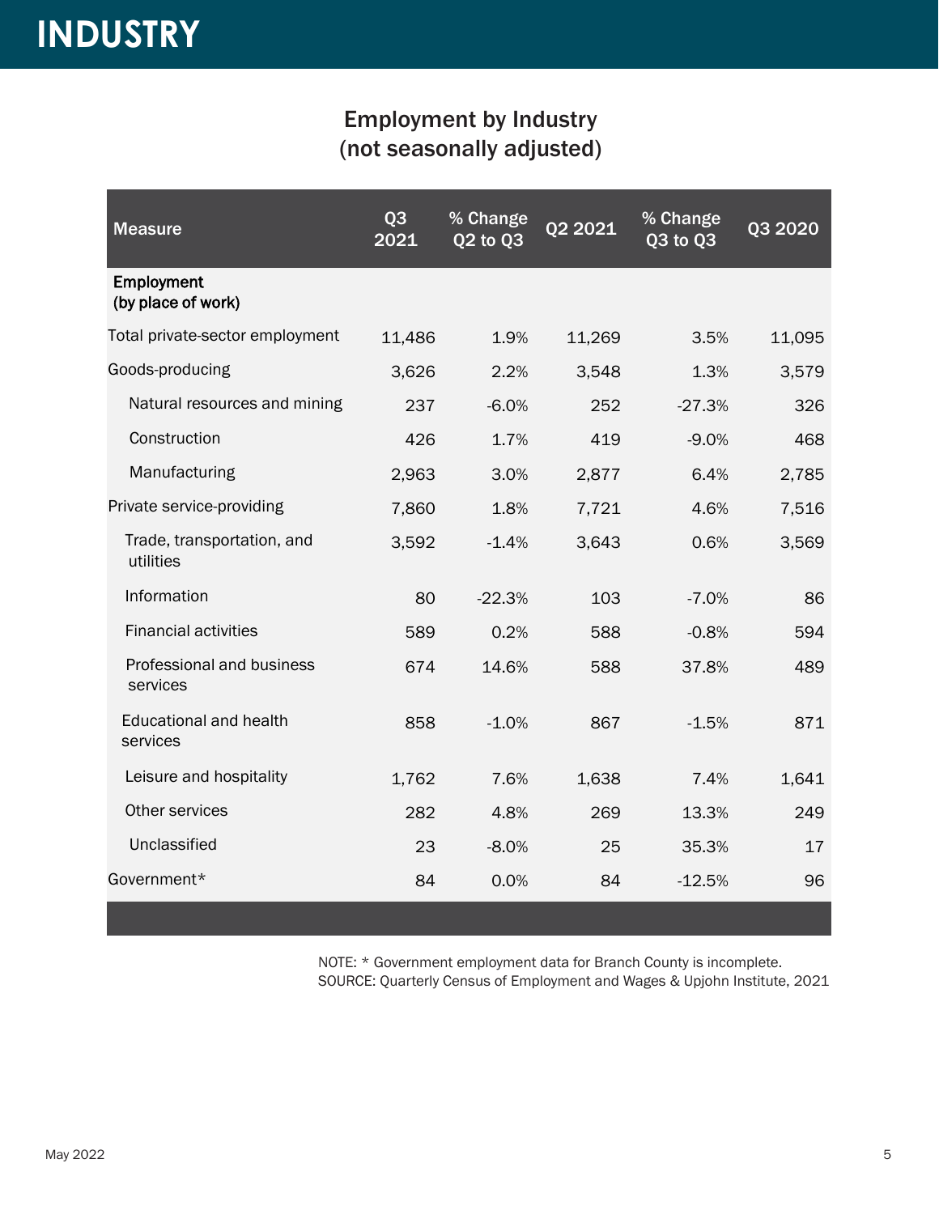# INDUSTRY

## Employment by Industry
## (not seasonally adjusted)

| Measure | Q3 2021 | % Change Q2 to Q3 | Q2 2021 | % Change Q3 to Q3 | Q3 2020 |
|---|---|---|---|---|---|
| **Employment (by place of work)** | | | | | |
| Total private-sector employment | 11,486 | 1.9% | 11,269 | 3.5% | 11,095 |
| Goods-producing | 3,626 | 2.2% | 3,548 | 1.3% | 3,579 |
| Natural resources and mining | 237 | -6.0% | 252 | -27.3% | 326 |
| Construction | 426 | 1.7% | 419 | -9.0% | 468 |
| Manufacturing | 2,963 | 3.0% | 2,877 | 6.4% | 2,785 |
| Private service-providing | 7,860 | 1.8% | 7,721 | 4.6% | 7,516 |
| Trade, transportation, and utilities | 3,592 | -1.4% | 3,643 | 0.6% | 3,569 |
| Information | 80 | -22.3% | 103 | -7.0% | 86 |
| Financial activities | 589 | 0.2% | 588 | -0.8% | 594 |
| Professional and business services | 674 | 14.6% | 588 | 37.8% | 489 |
| Educational and health services | 858 | -1.0% | 867 | -1.5% | 871 |
| Leisure and hospitality | 1,762 | 7.6% | 1,638 | 7.4% | 1,641 |
| Other services | 282 | 4.8% | 269 | 13.3% | 249 |
| Unclassified | 23 | -8.0% | 25 | 35.3% | 17 |
| Government* | 84 | 0.0% | 84 | -12.5% | 96 |

NOTE: * Government employment data for Branch County is incomplete.
SOURCE: Quarterly Census of Employment and Wages & Upjohn Institute, 2021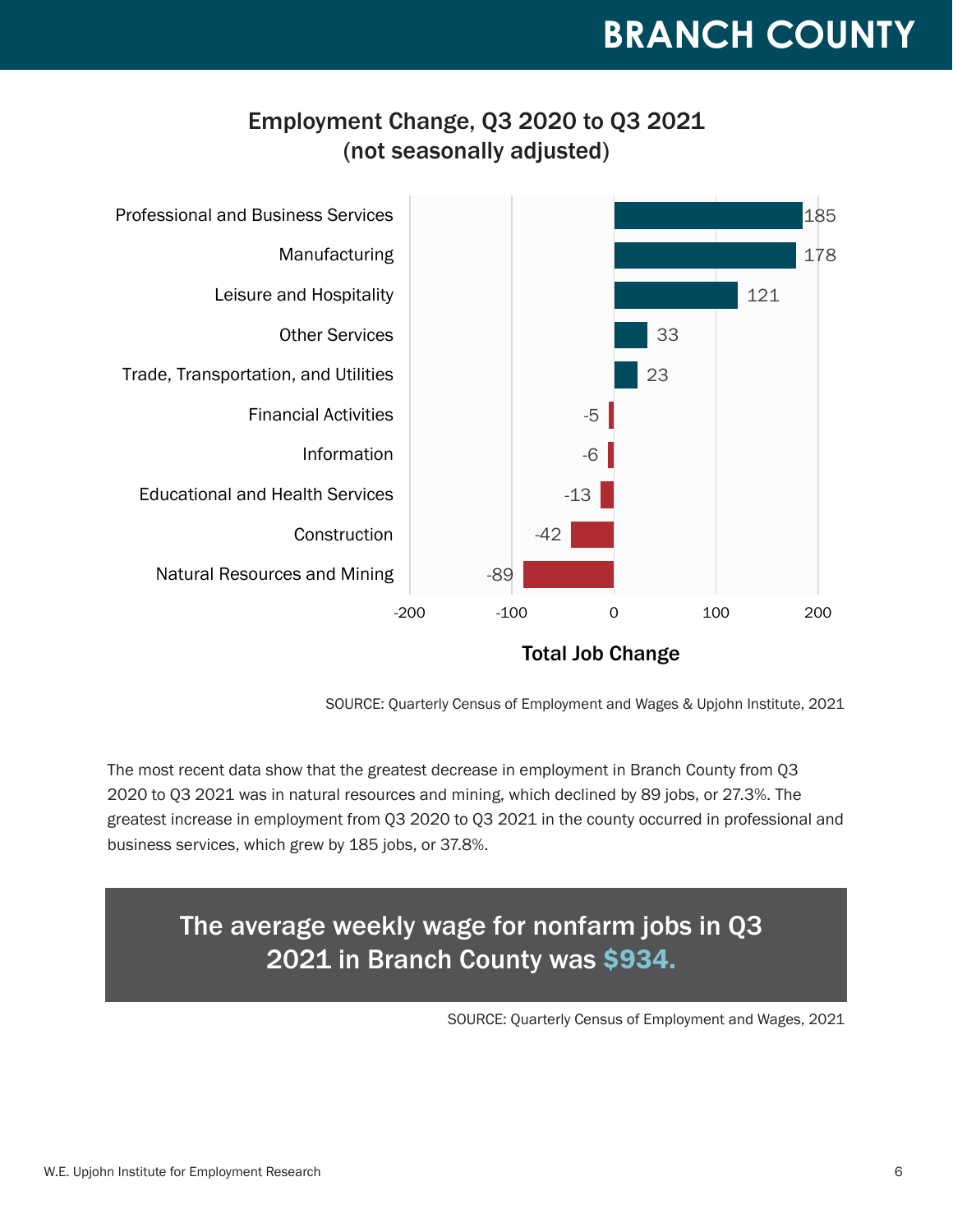# BRANCH COUNTY

## Employment Change, Q3 2020 to Q3 2021 (not seasonally adjusted)

| Industry | Total Job Change |
|---|---|
| Professional and Business Services | 185 |
| Manufacturing | 178 |
| Leisure and Hospitality | 121 |
| Other Services | 33 |
| Trade, Transportation, and Utilities | 23 |
| Financial Activities | -5 |
| Information | -6 |
| Educational and Health Services | -13 |
| Construction | -42 |
| Natural Resources and Mining | -89 |

SOURCE: Quarterly Census of Employment and Wages & Upjohn Institute, 2021

The most recent data show that the greatest decrease in employment in Branch County from Q3 2020 to Q3 2021 was in natural resources and mining, which declined by 89 jobs, or 27.3%. The greatest increase in employment from Q3 2020 to Q3 2021 in the county occurred in professional and business services, which grew by 185 jobs, or 37.8%.

**The average weekly wage for nonfarm jobs in Q3 2021 in Branch County was $934.**

SOURCE: Quarterly Census of Employment and Wages, 2021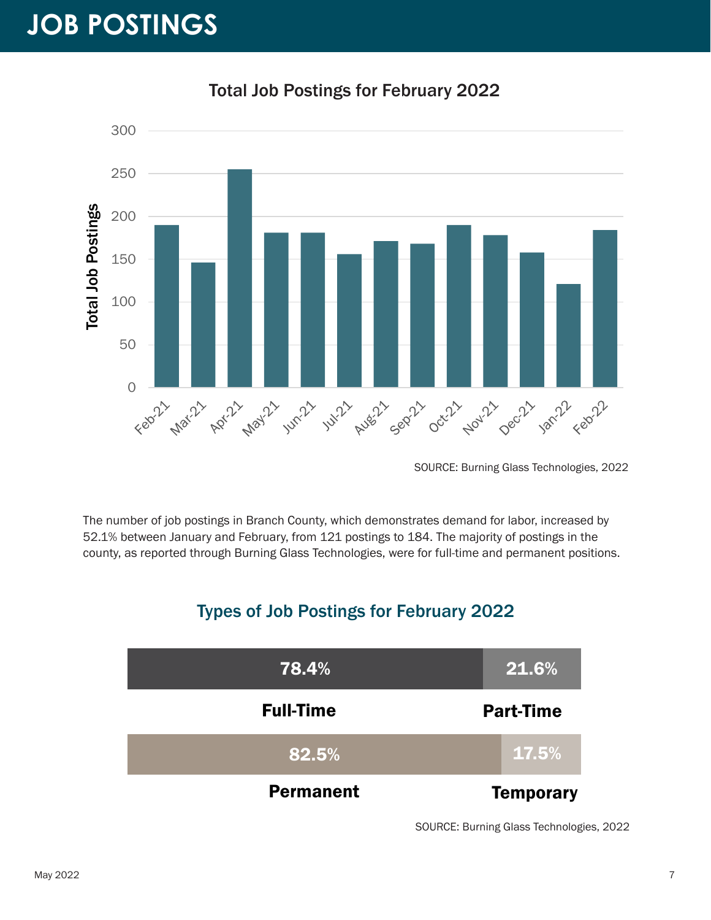# JOB POSTINGS

## Total Job Postings for February 2022

SOURCE: Burning Glass Technologies, 2022

The number of job postings in Branch County, which demonstrates demand for labor, increased by 52.1% between January and February, from 121 postings to 184. The majority of postings in the county, as reported through Burning Glass Technologies, were for full-time and permanent positions.

## Types of Job Postings for February 2022

| Full-Time | Part-Time |
| --- | --- |
| 78.4% | 21.6% |

| Permanent | Temporary |
| --- | --- |
| 82.5% | 17.5% |

SOURCE: Burning Glass Technologies, 2022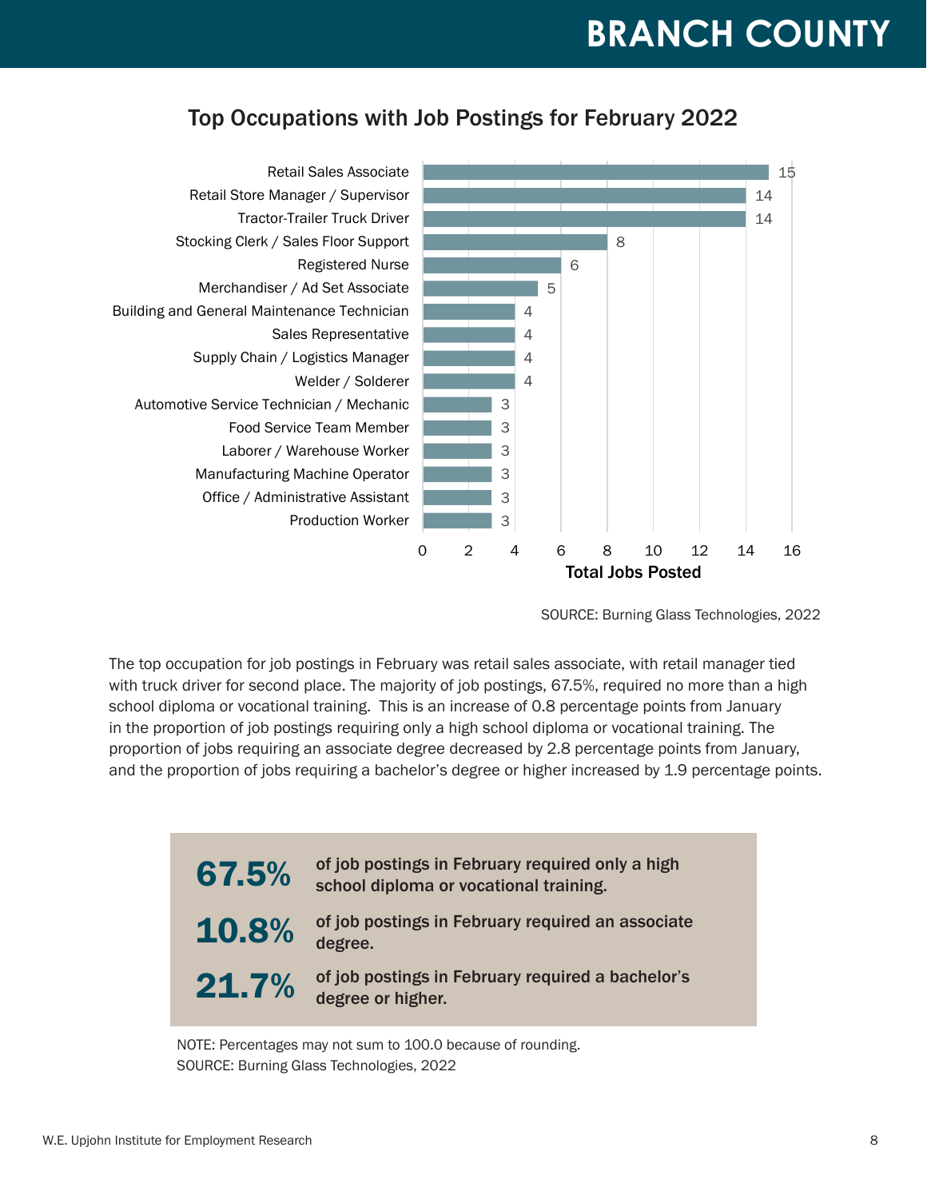# BRANCH COUNTY

## Top Occupations with Job Postings for February 2022

| Occupation | Total Jobs Posted |
| --- | --- |
| Retail Sales Associate | 15 |
| Retail Store Manager / Supervisor | 14 |
| Tractor-Trailer Truck Driver | 14 |
| Stocking Clerk / Sales Floor Support | 8 |
| Registered Nurse | 6 |
| Merchandiser / Ad Set Associate | 5 |
| Building and General Maintenance Technician | 4 |
| Sales Representative | 4 |
| Supply Chain / Logistics Manager | 4 |
| Welder / Solderer | 4 |
| Automotive Service Technician / Mechanic | 3 |
| Food Service Team Member | 3 |
| Laborer / Warehouse Worker | 3 |
| Manufacturing Machine Operator | 3 |
| Office / Administrative Assistant | 3 |
| Production Worker | 3 |

SOURCE: Burning Glass Technologies, 2022

The top occupation for job postings in February was retail sales associate, with retail manager tied with truck driver for second place. The majority of job postings, 67.5%, required no more than a high school diploma or vocational training. This is an increase of 0.8 percentage points from January in the proportion of job postings requiring only a high school diploma or vocational training. The proportion of jobs requiring an associate degree decreased by 2.8 percentage points from January, and the proportion of jobs requiring a bachelor's degree or higher increased by 1.9 percentage points.

**67.5%** of job postings in February required only a high school diploma or vocational training.

**10.8%** of job postings in February required an associate degree.

**21.7%** of job postings in February required a bachelor's degree or higher.

NOTE: Percentages may not sum to 100.0 because of rounding.
SOURCE: Burning Glass Technologies, 2022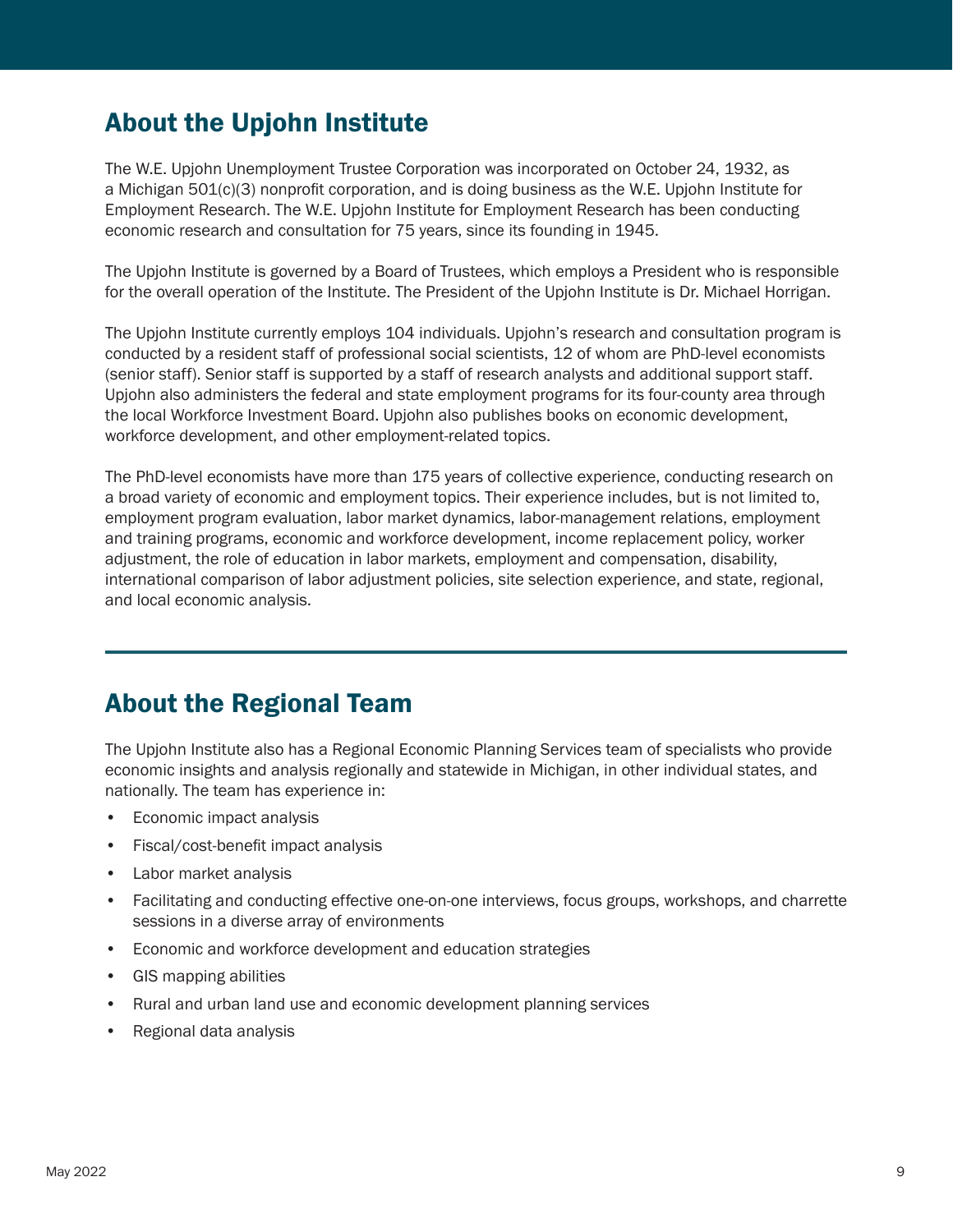## About the Upjohn Institute

The W.E. Upjohn Unemployment Trustee Corporation was incorporated on October 24, 1932, as a Michigan 501(c)(3) nonprofit corporation, and is doing business as the W.E. Upjohn Institute for Employment Research. The W.E. Upjohn Institute for Employment Research has been conducting economic research and consultation for 75 years, since its founding in 1945.

The Upjohn Institute is governed by a Board of Trustees, which employs a President who is responsible for the overall operation of the Institute. The President of the Upjohn Institute is Dr. Michael Horrigan.

The Upjohn Institute currently employs 104 individuals. Upjohn's research and consultation program is conducted by a resident staff of professional social scientists, 12 of whom are PhD-level economists (senior staff). Senior staff is supported by a staff of research analysts and additional support staff. Upjohn also administers the federal and state employment programs for its four-county area through the local Workforce Investment Board. Upjohn also publishes books on economic development, workforce development, and other employment-related topics.

The PhD-level economists have more than 175 years of collective experience, conducting research on a broad variety of economic and employment topics. Their experience includes, but is not limited to, employment program evaluation, labor market dynamics, labor-management relations, employment and training programs, economic and workforce development, income replacement policy, worker adjustment, the role of education in labor markets, employment and compensation, disability, international comparison of labor adjustment policies, site selection experience, and state, regional, and local economic analysis.

## About the Regional Team

The Upjohn Institute also has a Regional Economic Planning Services team of specialists who provide economic insights and analysis regionally and statewide in Michigan, in other individual states, and nationally. The team has experience in:

- Economic impact analysis
- Fiscal/cost-benefit impact analysis
- Labor market analysis
- Facilitating and conducting effective one-on-one interviews, focus groups, workshops, and charrette sessions in a diverse array of environments
- Economic and workforce development and education strategies
- GIS mapping abilities
- Rural and urban land use and economic development planning services
- Regional data analysis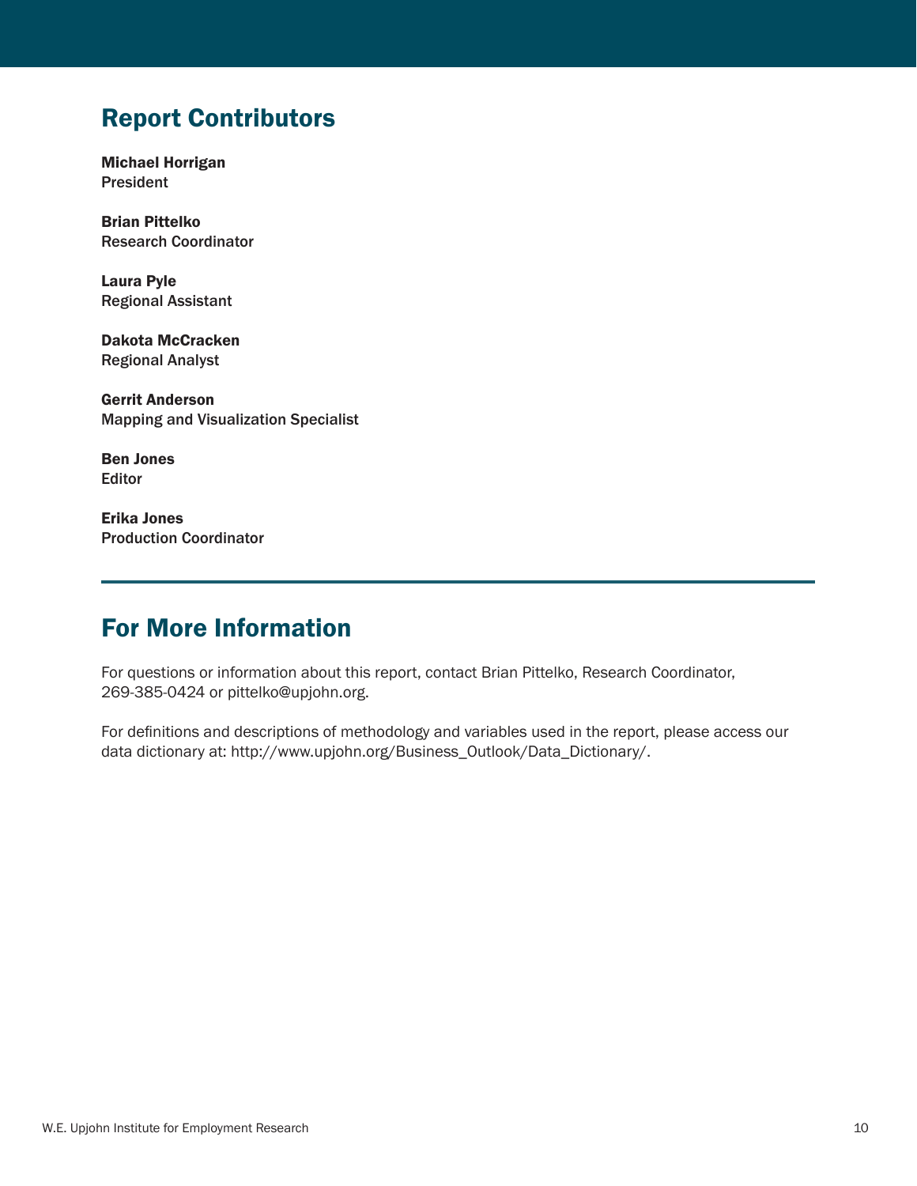## Report Contributors

**Michael Horrigan**
President

**Brian Pittelko**
Research Coordinator

**Laura Pyle**
Regional Assistant

**Dakota McCracken**
Regional Analyst

**Gerrit Anderson**
Mapping and Visualization Specialist

**Ben Jones**
Editor

**Erika Jones**
Production Coordinator

---

## For More Information

For questions or information about this report, contact Brian Pittelko, Research Coordinator, 269-385-0424 or pittelko@upjohn.org.

For definitions and descriptions of methodology and variables used in the report, please access our data dictionary at: http://www.upjohn.org/Business_Outlook/Data_Dictionary/.